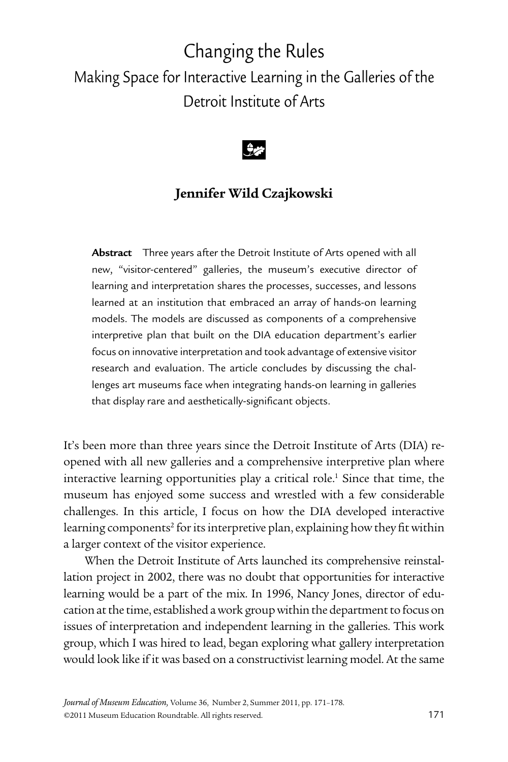# Changing the Rules

## Making Space for Interactive Learning in the Galleries of the Detroit Institute of Arts

**Jennifer Wild Czajkowski**

**Abstract** Three years after the Detroit Institute of Arts opened with all new, "visitor-centered" galleries, the museum's executive director of learning and interpretation shares the processes, successes, and lessons learned at an institution that embraced an array of hands-on learning models. The models are discussed as components of a comprehensive interpretive plan that built on the DIA education department's earlier focus on innovative interpretation and took advantage of extensive visitor research and evaluation. The article concludes by discussing the challenges art museums face when integrating hands-on learning in galleries that display rare and aesthetically-significant objects.

It's been more than three years since the Detroit Institute of Arts (DIA) reopened with all new galleries and a comprehensive interpretive plan where interactive learning opportunities play a critical role.[1] Since that time, the museum has enjoyed some success and wrestled with a few considerable challenges. In this article, I focus on how the DIA developed interactive learning components[2] for its interpretive plan, explaining how they fit within a larger context of the visitor experience.

When the Detroit Institute of Arts launched its comprehensive reinstallation project in 2002, there was no doubt that opportunities for interactive learning would be a part of the mix. In 1996, Nancy Jones, director of education at the time, established a work group within the department to focus on issues of interpretation and independent learning in the galleries. This work group, which I was hired to lead, began exploring what gallery interpretation would look like if it was based on a constructivist learning model. At the same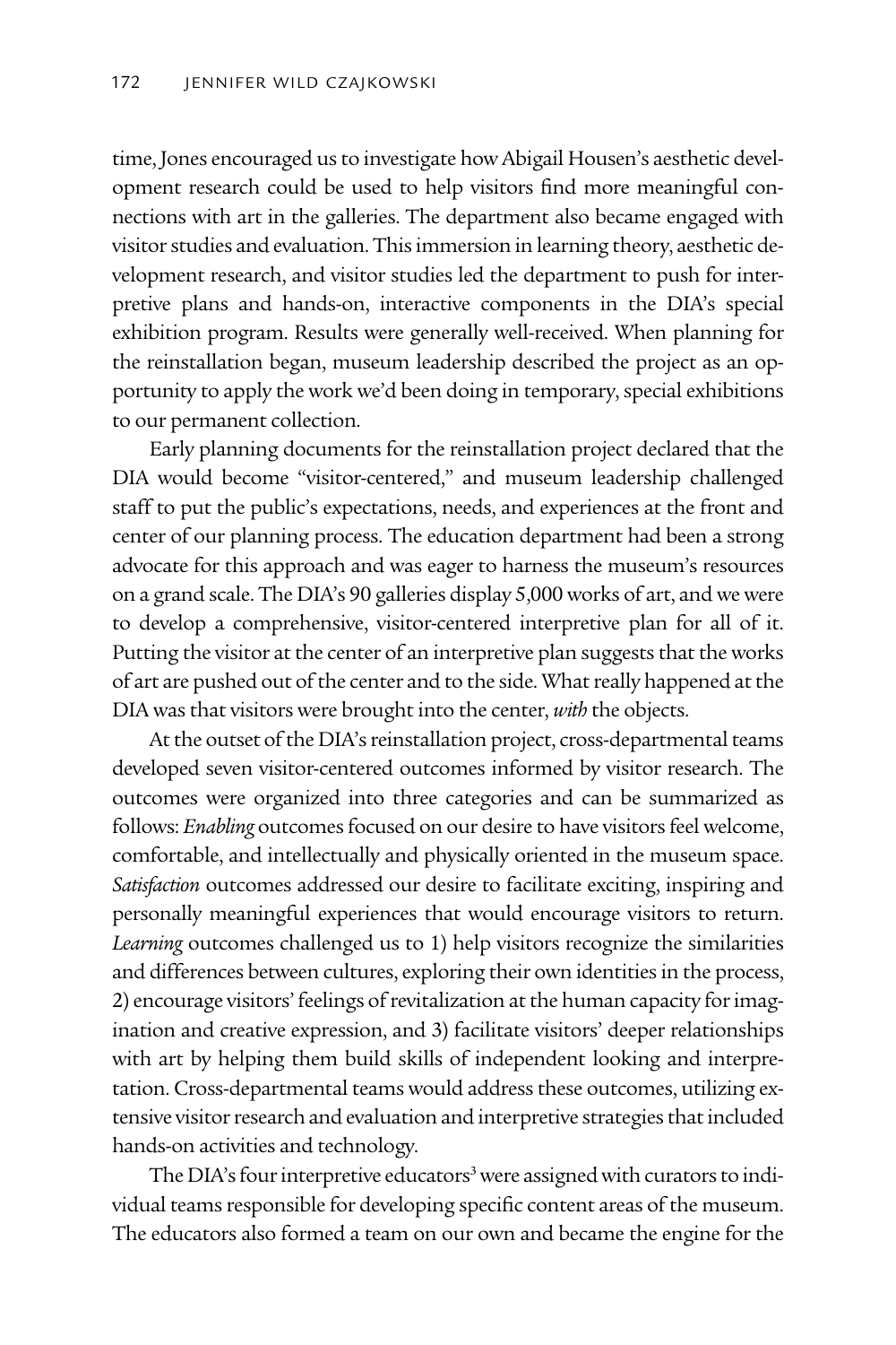time, Jones encouraged us to investigate how Abigail Housen's aesthetic development research could be used to help visitors find more meaningful connections with art in the galleries. The department also became engaged with visitor studies and evaluation. This immersion in learning theory, aesthetic development research, and visitor studies led the department to push for interpretive plans and hands-on, interactive components in the DIA's special exhibition program. Results were generally well-received. When planning for the reinstallation began, museum leadership described the project as an opportunity to apply the work we'd been doing in temporary, special exhibitions to our permanent collection.

Early planning documents for the reinstallation project declared that the DIA would become "visitor-centered," and museum leadership challenged staff to put the public's expectations, needs, and experiences at the front and center of our planning process. The education department had been a strong advocate for this approach and was eager to harness the museum's resources on a grand scale. The DIA's 90 galleries display 5,000 works of art, and we were to develop a comprehensive, visitor-centered interpretive plan for all of it. Putting the visitor at the center of an interpretive plan suggests that the works of art are pushed out of the center and to the side. What really happened at the DIA was that visitors were brought into the center, *with* the objects.

At the outset of the DIA's reinstallation project, cross-departmental teams developed seven visitor-centered outcomes informed by visitor research. The outcomes were organized into three categories and can be summarized as follows: *Enabling* outcomes focused on our desire to have visitors feel welcome, comfortable, and intellectually and physically oriented in the museum space. *Satisfaction* outcomes addressed our desire to facilitate exciting, inspiring and personally meaningful experiences that would encourage visitors to return. *Learning* outcomes challenged us to 1) help visitors recognize the similarities and differences between cultures, exploring their own identities in the process, 2) encourage visitors' feelings of revitalization at the human capacity for imagination and creative expression, and 3) facilitate visitors' deeper relationships with art by helping them build skills of independent looking and interpretation. Cross-departmental teams would address these outcomes, utilizing extensive visitor research and evaluation and interpretive strategies that included hands-on activities and technology.

The DIA's four interpretive educators[3] were assigned with curators to individual teams responsible for developing specific content areas of the museum. The educators also formed a team on our own and became the engine for the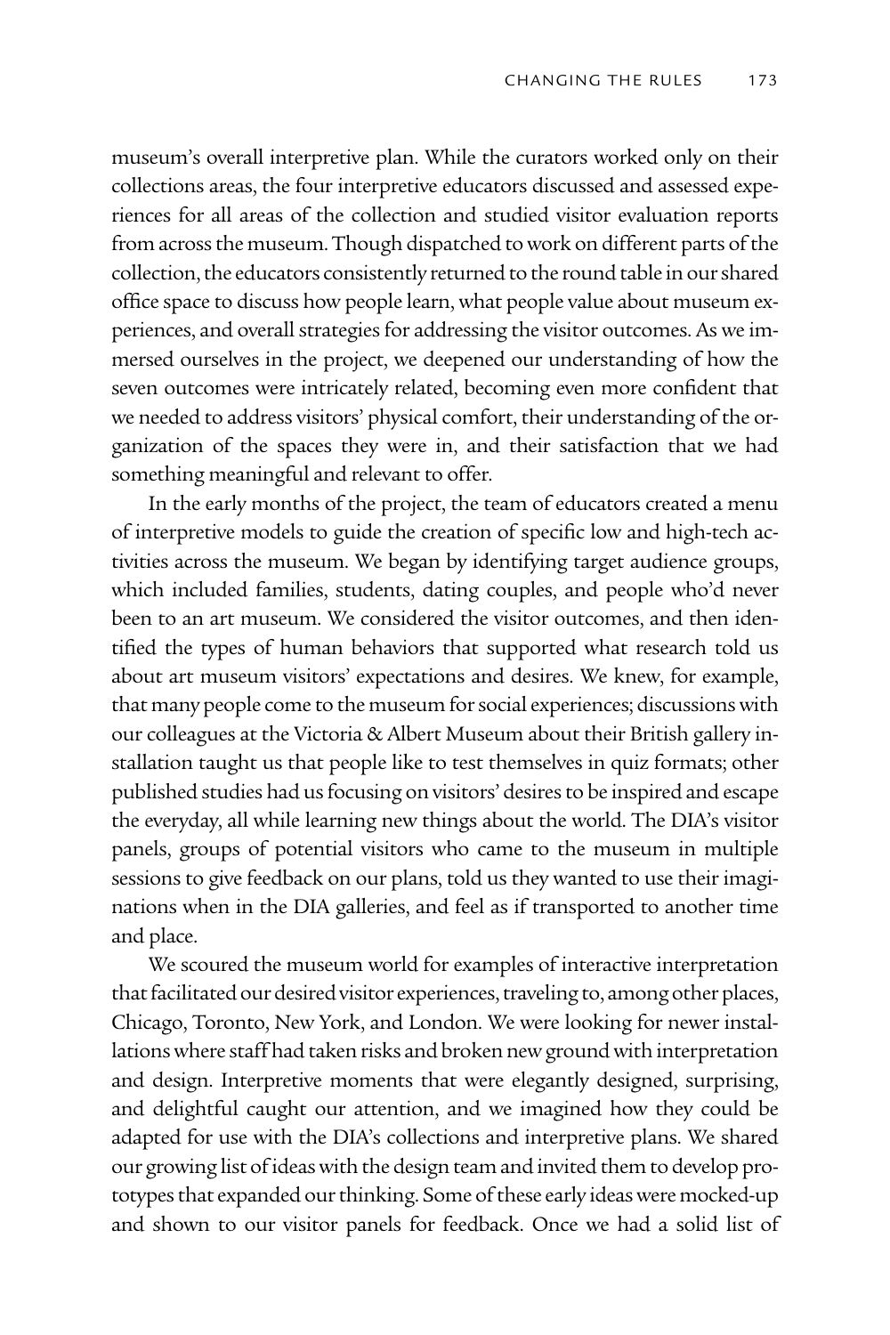museum's overall interpretive plan. While the curators worked only on their collections areas, the four interpretive educators discussed and assessed experiences for all areas of the collection and studied visitor evaluation reports from across the museum. Though dispatched to work on different parts of the collection, the educators consistently returned to the round table in our shared office space to discuss how people learn, what people value about museum experiences, and overall strategies for addressing the visitor outcomes. As we immersed ourselves in the project, we deepened our understanding of how the seven outcomes were intricately related, becoming even more confident that we needed to address visitors' physical comfort, their understanding of the organization of the spaces they were in, and their satisfaction that we had something meaningful and relevant to offer.

In the early months of the project, the team of educators created a menu of interpretive models to guide the creation of specific low and high-tech activities across the museum. We began by identifying target audience groups, which included families, students, dating couples, and people who'd never been to an art museum. We considered the visitor outcomes, and then identified the types of human behaviors that supported what research told us about art museum visitors' expectations and desires. We knew, for example, that many people come to the museum for social experiences; discussions with our colleagues at the Victoria & Albert Museum about their British gallery installation taught us that people like to test themselves in quiz formats; other published studies had us focusing on visitors' desires to be inspired and escape the everyday, all while learning new things about the world. The DIA's visitor panels, groups of potential visitors who came to the museum in multiple sessions to give feedback on our plans, told us they wanted to use their imaginations when in the DIA galleries, and feel as if transported to another time and place.

We scoured the museum world for examples of interactive interpretation that facilitated our desired visitor experiences, traveling to, among other places, Chicago, Toronto, New York, and London. We were looking for newer installations where staff had taken risks and broken new ground with interpretation and design. Interpretive moments that were elegantly designed, surprising, and delightful caught our attention, and we imagined how they could be adapted for use with the DIA's collections and interpretive plans. We shared our growing list of ideas with the design team and invited them to develop prototypes that expanded our thinking. Some of these early ideas were mocked-up and shown to our visitor panels for feedback. Once we had a solid list of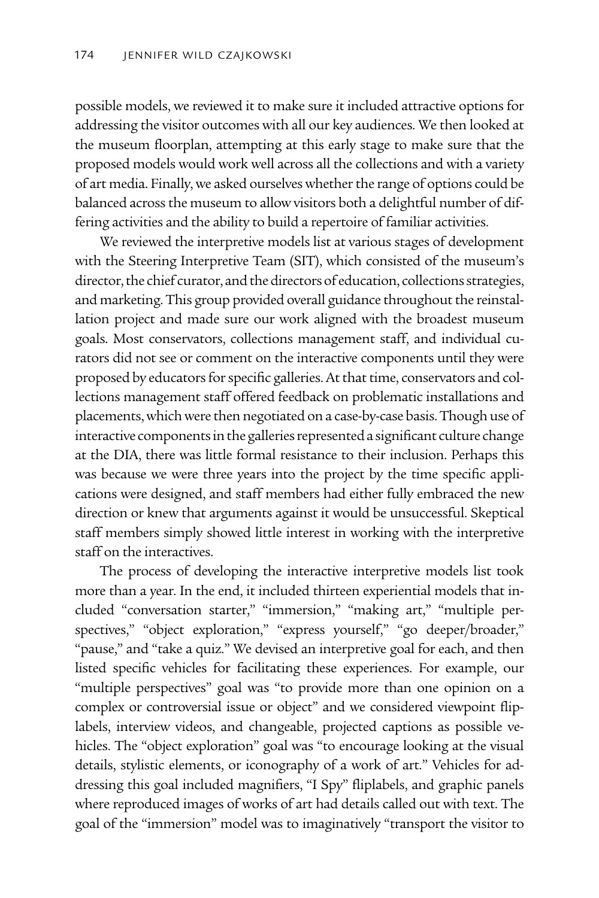possible models, we reviewed it to make sure it included attractive options for addressing the visitor outcomes with all our key audiences. We then looked at the museum floorplan, attempting at this early stage to make sure that the proposed models would work well across all the collections and with a variety of art media. Finally, we asked ourselves whether the range of options could be balanced across the museum to allow visitors both a delightful number of differing activities and the ability to build a repertoire of familiar activities.

We reviewed the interpretive models list at various stages of development with the Steering Interpretive Team (SIT), which consisted of the museum's director, the chief curator, and the directors of education, collections strategies, and marketing. This group provided overall guidance throughout the reinstallation project and made sure our work aligned with the broadest museum goals. Most conservators, collections management staff, and individual curators did not see or comment on the interactive components until they were proposed by educators for specific galleries. At that time, conservators and collections management staff offered feedback on problematic installations and placements, which were then negotiated on a case-by-case basis. Though use of interactive components in the galleries represented a significant culture change at the DIA, there was little formal resistance to their inclusion. Perhaps this was because we were three years into the project by the time specific applications were designed, and staff members had either fully embraced the new direction or knew that arguments against it would be unsuccessful. Skeptical staff members simply showed little interest in working with the interpretive staff on the interactives.

The process of developing the interactive interpretive models list took more than a year. In the end, it included thirteen experiential models that included "conversation starter," "immersion," "making art," "multiple perspectives," "object exploration," "express yourself," "go deeper/broader," "pause," and "take a quiz." We devised an interpretive goal for each, and then listed specific vehicles for facilitating these experiences. For example, our "multiple perspectives" goal was "to provide more than one opinion on a complex or controversial issue or object" and we considered viewpoint fliplabels, interview videos, and changeable, projected captions as possible vehicles. The "object exploration" goal was "to encourage looking at the visual details, stylistic elements, or iconography of a work of art." Vehicles for addressing this goal included magnifiers, "I Spy" fliplabels, and graphic panels where reproduced images of works of art had details called out with text. The goal of the "immersion" model was to imaginatively "transport the visitor to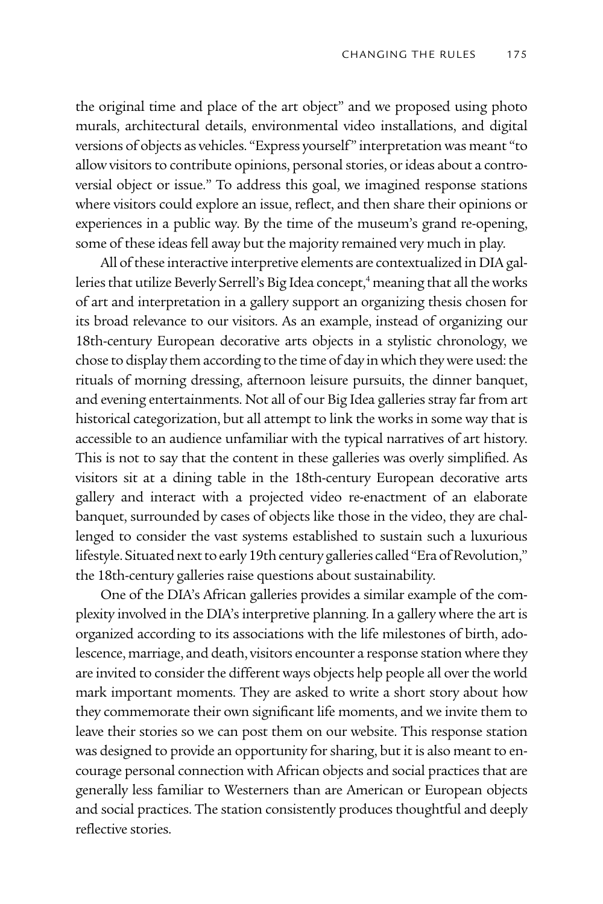the original time and place of the art object" and we proposed using photo murals, architectural details, environmental video installations, and digital versions of objects as vehicles. "Express yourself" interpretation was meant "to allow visitors to contribute opinions, personal stories, or ideas about a controversial object or issue." To address this goal, we imagined response stations where visitors could explore an issue, reflect, and then share their opinions or experiences in a public way. By the time of the museum's grand re-opening, some of these ideas fell away but the majority remained very much in play.

All of these interactive interpretive elements are contextualized in DIA galleries that utilize Beverly Serrell's Big Idea concept,[4] meaning that all the works of art and interpretation in a gallery support an organizing thesis chosen for its broad relevance to our visitors. As an example, instead of organizing our 18th-century European decorative arts objects in a stylistic chronology, we chose to display them according to the time of day in which they were used: the rituals of morning dressing, afternoon leisure pursuits, the dinner banquet, and evening entertainments. Not all of our Big Idea galleries stray far from art historical categorization, but all attempt to link the works in some way that is accessible to an audience unfamiliar with the typical narratives of art history. This is not to say that the content in these galleries was overly simplified. As visitors sit at a dining table in the 18th-century European decorative arts gallery and interact with a projected video re-enactment of an elaborate banquet, surrounded by cases of objects like those in the video, they are challenged to consider the vast systems established to sustain such a luxurious lifestyle. Situated next to early 19th century galleries called "Era of Revolution," the 18th-century galleries raise questions about sustainability.

One of the DIA's African galleries provides a similar example of the complexity involved in the DIA's interpretive planning. In a gallery where the art is organized according to its associations with the life milestones of birth, adolescence, marriage, and death, visitors encounter a response station where they are invited to consider the different ways objects help people all over the world mark important moments. They are asked to write a short story about how they commemorate their own significant life moments, and we invite them to leave their stories so we can post them on our website. This response station was designed to provide an opportunity for sharing, but it is also meant to encourage personal connection with African objects and social practices that are generally less familiar to Westerners than are American or European objects and social practices. The station consistently produces thoughtful and deeply reflective stories.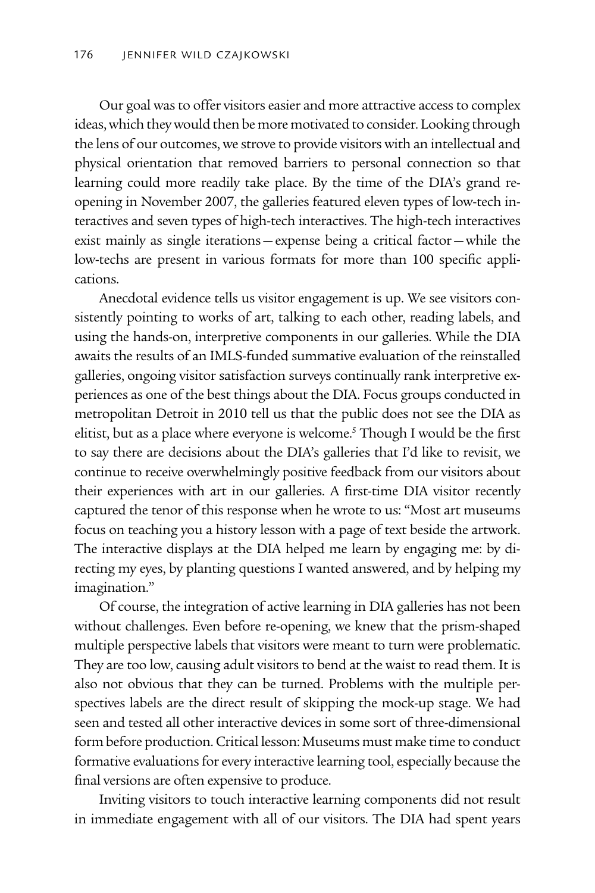Our goal was to offer visitors easier and more attractive access to complex ideas, which they would then be more motivated to consider. Looking through the lens of our outcomes, we strove to provide visitors with an intellectual and physical orientation that removed barriers to personal connection so that learning could more readily take place. By the time of the DIA's grand re-opening in November 2007, the galleries featured eleven types of low-tech interactives and seven types of high-tech interactives. The high-tech interactives exist mainly as single iterations—expense being a critical factor—while the low-techs are present in various formats for more than 100 specific applications.

Anecdotal evidence tells us visitor engagement is up. We see visitors consistently pointing to works of art, talking to each other, reading labels, and using the hands-on, interpretive components in our galleries. While the DIA awaits the results of an IMLS-funded summative evaluation of the reinstalled galleries, ongoing visitor satisfaction surveys continually rank interpretive experiences as one of the best things about the DIA. Focus groups conducted in metropolitan Detroit in 2010 tell us that the public does not see the DIA as elitist, but as a place where everyone is welcome.[5] Though I would be the first to say there are decisions about the DIA's galleries that I'd like to revisit, we continue to receive overwhelmingly positive feedback from our visitors about their experiences with art in our galleries. A first-time DIA visitor recently captured the tenor of this response when he wrote to us: "Most art museums focus on teaching you a history lesson with a page of text beside the artwork. The interactive displays at the DIA helped me learn by engaging me: by directing my eyes, by planting questions I wanted answered, and by helping my imagination."

Of course, the integration of active learning in DIA galleries has not been without challenges. Even before re-opening, we knew that the prism-shaped multiple perspective labels that visitors were meant to turn were problematic. They are too low, causing adult visitors to bend at the waist to read them. It is also not obvious that they can be turned. Problems with the multiple perspectives labels are the direct result of skipping the mock-up stage. We had seen and tested all other interactive devices in some sort of three-dimensional form before production. Critical lesson: Museums must make time to conduct formative evaluations for every interactive learning tool, especially because the final versions are often expensive to produce.

Inviting visitors to touch interactive learning components did not result in immediate engagement with all of our visitors. The DIA had spent years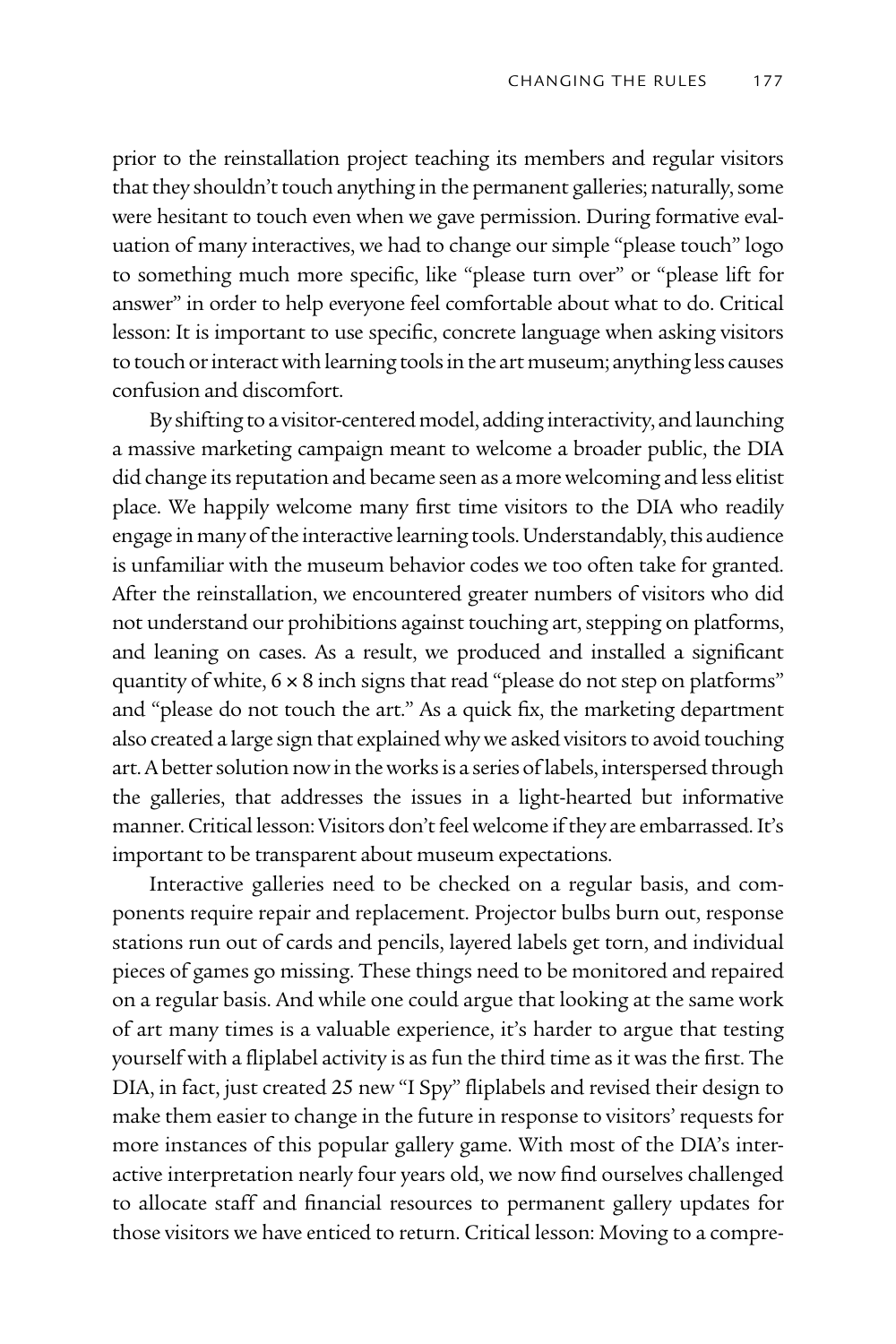prior to the reinstallation project teaching its members and regular visitors that they shouldn't touch anything in the permanent galleries; naturally, some were hesitant to touch even when we gave permission. During formative evaluation of many interactives, we had to change our simple "please touch" logo to something much more specific, like "please turn over" or "please lift for answer" in order to help everyone feel comfortable about what to do. Critical lesson: It is important to use specific, concrete language when asking visitors to touch or interact with learning tools in the art museum; anything less causes confusion and discomfort.

By shifting to a visitor-centered model, adding interactivity, and launching a massive marketing campaign meant to welcome a broader public, the DIA did change its reputation and became seen as a more welcoming and less elitist place. We happily welcome many first time visitors to the DIA who readily engage in many of the interactive learning tools. Understandably, this audience is unfamiliar with the museum behavior codes we too often take for granted. After the reinstallation, we encountered greater numbers of visitors who did not understand our prohibitions against touching art, stepping on platforms, and leaning on cases. As a result, we produced and installed a significant quantity of white, 6 × 8 inch signs that read "please do not step on platforms" and "please do not touch the art." As a quick fix, the marketing department also created a large sign that explained why we asked visitors to avoid touching art. A better solution now in the works is a series of labels, interspersed through the galleries, that addresses the issues in a light-hearted but informative manner. Critical lesson: Visitors don't feel welcome if they are embarrassed. It's important to be transparent about museum expectations.

Interactive galleries need to be checked on a regular basis, and components require repair and replacement. Projector bulbs burn out, response stations run out of cards and pencils, layered labels get torn, and individual pieces of games go missing. These things need to be monitored and repaired on a regular basis. And while one could argue that looking at the same work of art many times is a valuable experience, it's harder to argue that testing yourself with a fliplabel activity is as fun the third time as it was the first. The DIA, in fact, just created 25 new "I Spy" fliplabels and revised their design to make them easier to change in the future in response to visitors' requests for more instances of this popular gallery game. With most of the DIA's interactive interpretation nearly four years old, we now find ourselves challenged to allocate staff and financial resources to permanent gallery updates for those visitors we have enticed to return. Critical lesson: Moving to a compre-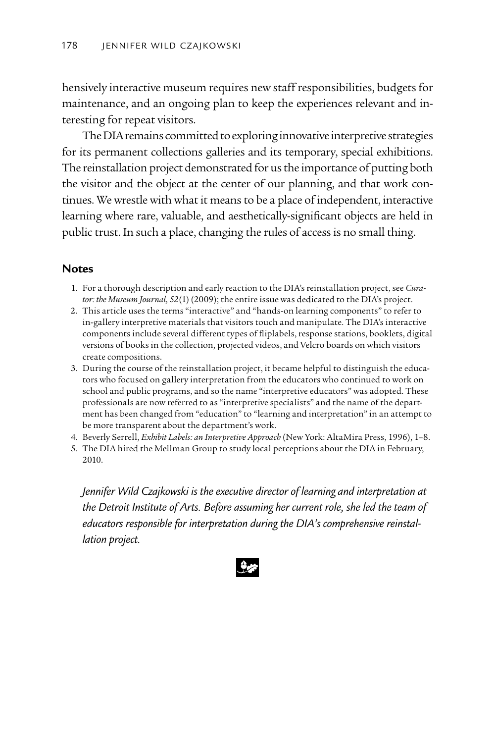hensively interactive museum requires new staff responsibilities, budgets for maintenance, and an ongoing plan to keep the experiences relevant and interesting for repeat visitors.

The DIA remains committed to exploring innovative interpretive strategies for its permanent collections galleries and its temporary, special exhibitions. The reinstallation project demonstrated for us the importance of putting both the visitor and the object at the center of our planning, and that work continues. We wrestle with what it means to be a place of independent, interactive learning where rare, valuable, and aesthetically-significant objects are held in public trust. In such a place, changing the rules of access is no small thing.

## Notes

1. For a thorough description and early reaction to the DIA's reinstallation project, see *Curator: the Museum Journal, 52*(1) (2009); the entire issue was dedicated to the DIA's project.
2. This article uses the terms "interactive" and "hands-on learning components" to refer to in-gallery interpretive materials that visitors touch and manipulate. The DIA's interactive components include several different types of fliplabels, response stations, booklets, digital versions of books in the collection, projected videos, and Velcro boards on which visitors create compositions.
3. During the course of the reinstallation project, it became helpful to distinguish the educators who focused on gallery interpretation from the educators who continued to work on school and public programs, and so the name "interpretive educators" was adopted. These professionals are now referred to as "interpretive specialists" and the name of the department has been changed from "education" to "learning and interpretation" in an attempt to be more transparent about the department's work.
4. Beverly Serrell, *Exhibit Labels: an Interpretive Approach* (New York: AltaMira Press, 1996), 1–8.
5. The DIA hired the Mellman Group to study local perceptions about the DIA in February, 2010.

*Jennifer Wild Czajkowski is the executive director of learning and interpretation at the Detroit Institute of Arts. Before assuming her current role, she led the team of educators responsible for interpretation during the DIA's comprehensive reinstallation project.*